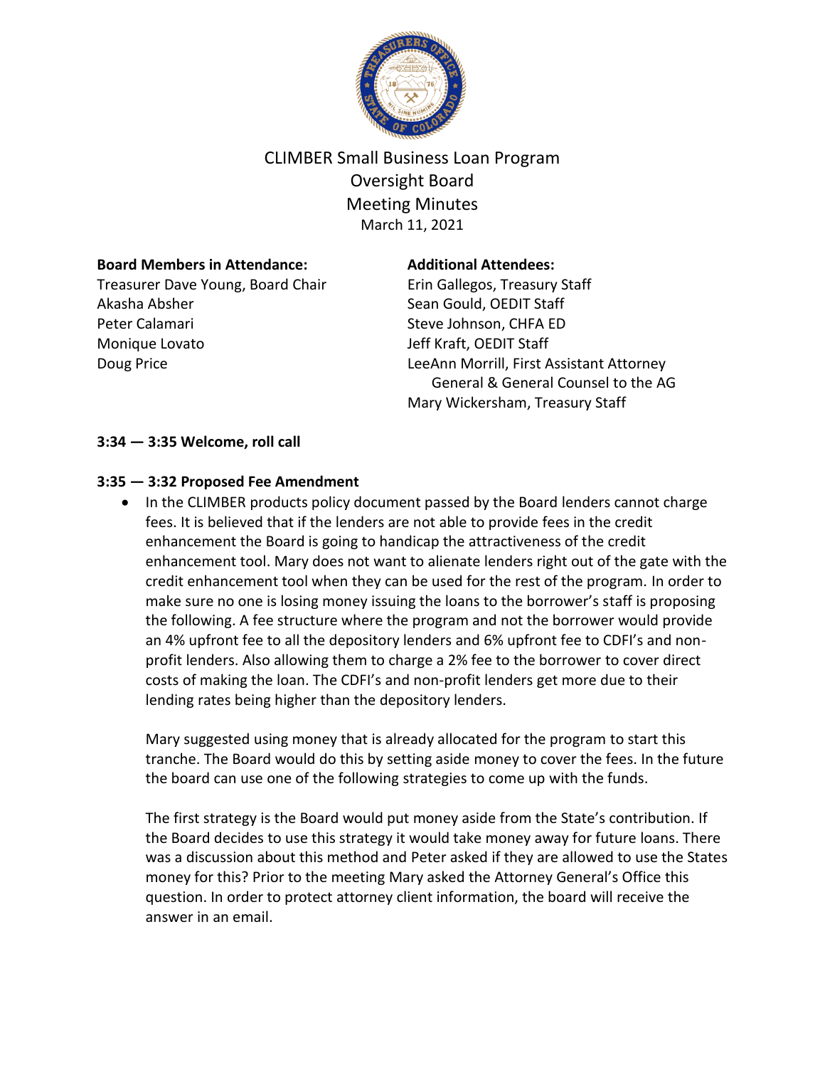# CLIMBER Small Business Loan Program
## Oversight Board
## Meeting Minutes
March 11, 2021

**Board Members in Attendance:**

Treasurer Dave Young, Board Chair
Akasha Absher
Peter Calamari
Monique Lovato
Doug Price

**Additional Attendees:**

Erin Gallegos, Treasury Staff
Sean Gould, OEDIT Staff
Steve Johnson, CHFA ED
Jeff Kraft, OEDIT Staff
LeeAnn Morrill, First Assistant Attorney General & General Counsel to the AG
Mary Wickersham, Treasury Staff

**3:34 — 3:35 Welcome, roll call**

**3:35 — 3:32 Proposed Fee Amendment**

- In the CLIMBER products policy document passed by the Board lenders cannot charge fees. It is believed that if the lenders are not able to provide fees in the credit enhancement the Board is going to handicap the attractiveness of the credit enhancement tool. Mary does not want to alienate lenders right out of the gate with the credit enhancement tool when they can be used for the rest of the program. In order to make sure no one is losing money issuing the loans to the borrower's staff is proposing the following. A fee structure where the program and not the borrower would provide an 4% upfront fee to all the depository lenders and 6% upfront fee to CDFI's and non-profit lenders. Also allowing them to charge a 2% fee to the borrower to cover direct costs of making the loan. The CDFI's and non-profit lenders get more due to their lending rates being higher than the depository lenders.

  Mary suggested using money that is already allocated for the program to start this tranche. The Board would do this by setting aside money to cover the fees. In the future the board can use one of the following strategies to come up with the funds.

  The first strategy is the Board would put money aside from the State's contribution. If the Board decides to use this strategy it would take money away for future loans. There was a discussion about this method and Peter asked if they are allowed to use the States money for this? Prior to the meeting Mary asked the Attorney General's Office this question. In order to protect attorney client information, the board will receive the answer in an email.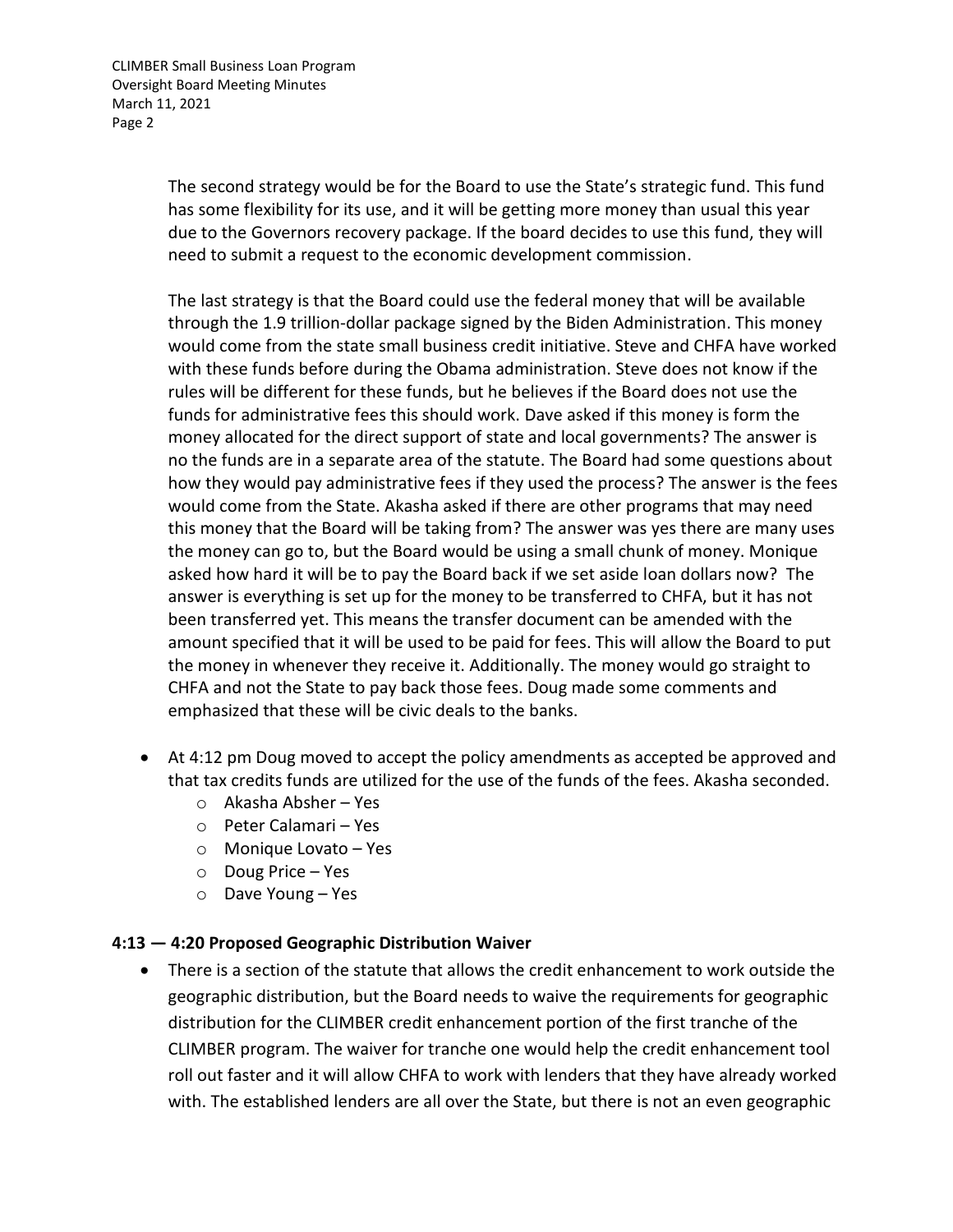The second strategy would be for the Board to use the State's strategic fund. This fund has some flexibility for its use, and it will be getting more money than usual this year due to the Governors recovery package. If the board decides to use this fund, they will need to submit a request to the economic development commission.

The last strategy is that the Board could use the federal money that will be available through the 1.9 trillion-dollar package signed by the Biden Administration. This money would come from the state small business credit initiative. Steve and CHFA have worked with these funds before during the Obama administration. Steve does not know if the rules will be different for these funds, but he believes if the Board does not use the funds for administrative fees this should work. Dave asked if this money is form the money allocated for the direct support of state and local governments? The answer is no the funds are in a separate area of the statute. The Board had some questions about how they would pay administrative fees if they used the process? The answer is the fees would come from the State. Akasha asked if there are other programs that may need this money that the Board will be taking from? The answer was yes there are many uses the money can go to, but the Board would be using a small chunk of money. Monique asked how hard it will be to pay the Board back if we set aside loan dollars now? The answer is everything is set up for the money to be transferred to CHFA, but it has not been transferred yet. This means the transfer document can be amended with the amount specified that it will be used to be paid for fees. This will allow the Board to put the money in whenever they receive it. Additionally. The money would go straight to CHFA and not the State to pay back those fees. Doug made some comments and emphasized that these will be civic deals to the banks.

- At 4:12 pm Doug moved to accept the policy amendments as accepted be approved and that tax credits funds are utilized for the use of the funds of the fees. Akasha seconded.
  - Akasha Absher – Yes
  - Peter Calamari – Yes
  - Monique Lovato – Yes
  - Doug Price – Yes
  - Dave Young – Yes

**4:13 — 4:20 Proposed Geographic Distribution Waiver**

- There is a section of the statute that allows the credit enhancement to work outside the geographic distribution, but the Board needs to waive the requirements for geographic distribution for the CLIMBER credit enhancement portion of the first tranche of the CLIMBER program. The waiver for tranche one would help the credit enhancement tool roll out faster and it will allow CHFA to work with lenders that they have already worked with. The established lenders are all over the State, but there is not an even geographic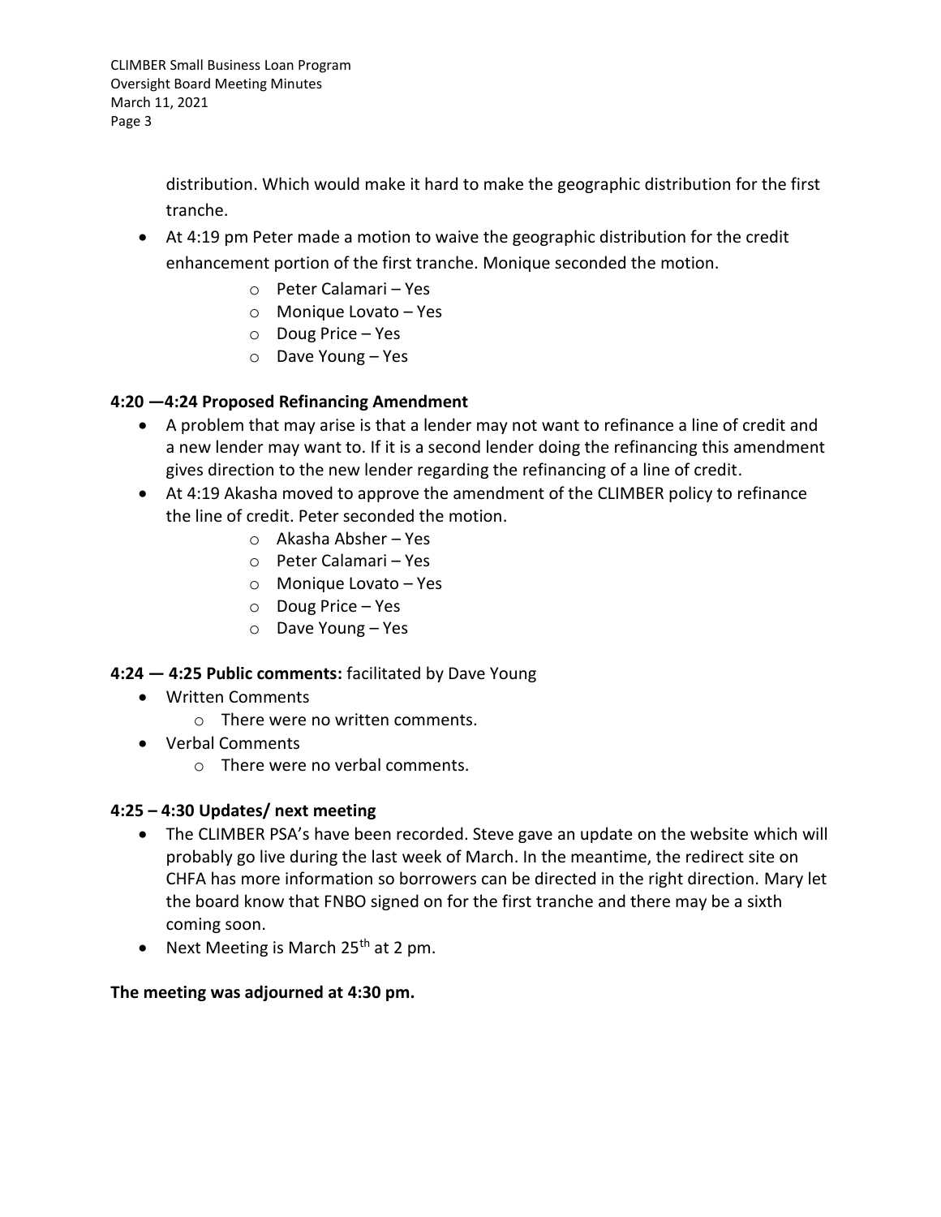distribution. Which would make it hard to make the geographic distribution for the first tranche.

- At 4:19 pm Peter made a motion to waive the geographic distribution for the credit enhancement portion of the first tranche. Monique seconded the motion.
  - Peter Calamari – Yes
  - Monique Lovato – Yes
  - Doug Price – Yes
  - Dave Young – Yes

**4:20 —4:24 Proposed Refinancing Amendment**

- A problem that may arise is that a lender may not want to refinance a line of credit and a new lender may want to. If it is a second lender doing the refinancing this amendment gives direction to the new lender regarding the refinancing of a line of credit.
- At 4:19 Akasha moved to approve the amendment of the CLIMBER policy to refinance the line of credit. Peter seconded the motion.
  - Akasha Absher – Yes
  - Peter Calamari – Yes
  - Monique Lovato – Yes
  - Doug Price – Yes
  - Dave Young – Yes

**4:24 — 4:25 Public comments:** facilitated by Dave Young

- Written Comments
  - There were no written comments.
- Verbal Comments
  - There were no verbal comments.

**4:25 – 4:30 Updates/ next meeting**

- The CLIMBER PSA's have been recorded. Steve gave an update on the website which will probably go live during the last week of March. In the meantime, the redirect site on CHFA has more information so borrowers can be directed in the right direction. Mary let the board know that FNBO signed on for the first tranche and there may be a sixth coming soon.
- Next Meeting is March 25th at 2 pm.

**The meeting was adjourned at 4:30 pm.**